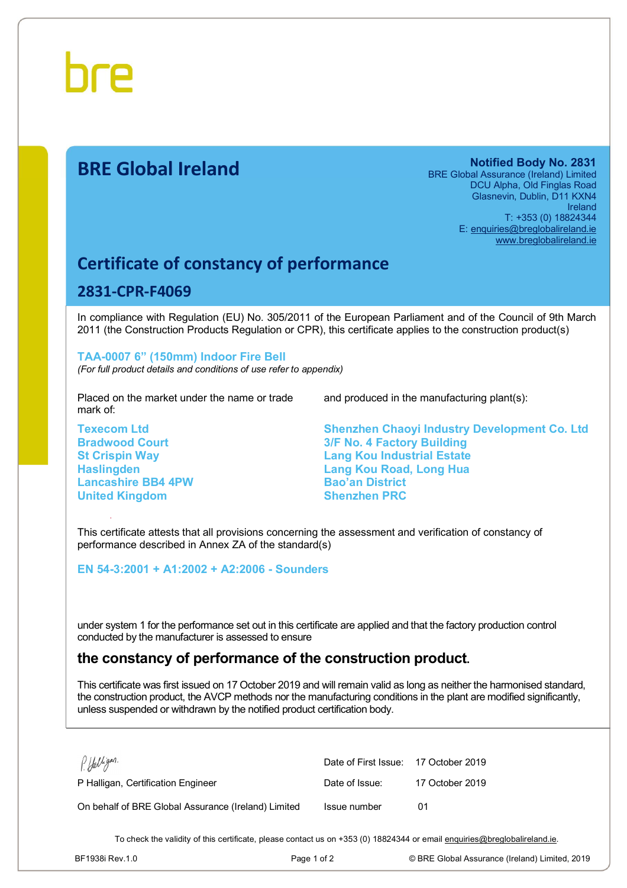bre

# BRE Global Ireland

**Notified Body No. 2831**
BRE Global Assurance (Ireland) Limited
DCU Alpha, Old Finglas Road
Glasnevin, Dublin, D11 KXN4
Ireland
T: +353 (0) 18824344
E: enquiries@breglobalireland.ie
www.breglobalireland.ie

## Certificate of constancy of performance

### 2831-CPR-F4069

In compliance with Regulation (EU) No. 305/2011 of the European Parliament and of the Council of 9th March 2011 (the Construction Products Regulation or CPR), this certificate applies to the construction product(s)

**TAA-0007 6” (150mm) Indoor Fire Bell**
*(For full product details and conditions of use refer to appendix)*

Placed on the market under the name or trade mark of:

**Texecom Ltd**
**Bradwood Court**
**St Crispin Way**
**Haslingden**
**Lancashire BB4 4PW**
**United Kingdom**

and produced in the manufacturing plant(s):

**Shenzhen Chaoyi Industry Development Co. Ltd**
**3/F No. 4 Factory Building**
**Lang Kou Industrial Estate**
**Lang Kou Road, Long Hua**
**Bao’an District**
**Shenzhen PRC**

This certificate attests that all provisions concerning the assessment and verification of constancy of performance described in Annex ZA of the standard(s)

**EN 54-3:2001 + A1:2002 + A2:2006 - Sounders**

under system 1 for the performance set out in this certificate are applied and that the factory production control conducted by the manufacturer is assessed to ensure

**the constancy of performance of the construction product.**

This certificate was first issued on 17 October 2019 and will remain valid as long as neither the harmonised standard, the construction product, the AVCP methods nor the manufacturing conditions in the plant are modified significantly, unless suspended or withdrawn by the notified product certification body.

P Halligan

P Halligan, Certification Engineer

On behalf of BRE Global Assurance (Ireland) Limited

| | |
|---|---|
| Date of First Issue: | 17 October 2019 |
| Date of Issue: | 17 October 2019 |
| Issue number | 01 |

To check the validity of this certificate, please contact us on +353 (0) 18824344 or email enquiries@breglobalireland.ie.

BF1938i Rev.1.0 © BRE Global Assurance (Ireland) Limited, 2019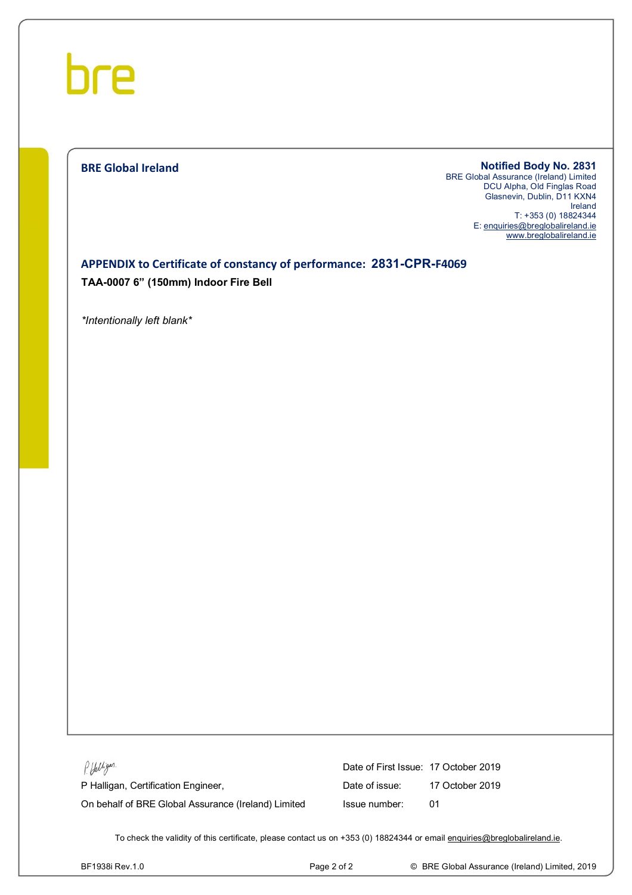bre

**BRE Global Ireland**

**Notified Body No. 2831**
BRE Global Assurance (Ireland) Limited
DCU Alpha, Old Finglas Road
Glasnevin, Dublin, D11 KXN4
Ireland
T: +353 (0) 18824344
E: enquiries@breglobalireland.ie
www.breglobalireland.ie

## APPENDIX to Certificate of constancy of performance: 2831-CPR-F4069

**TAA-0007 6" (150mm) Indoor Fire Bell**

*\*Intentionally left blank\**

P Halligan, Certification Engineer,
On behalf of BRE Global Assurance (Ireland) Limited

| | |
|---|---|
| Date of First Issue: | 17 October 2019 |
| Date of issue: | 17 October 2019 |
| Issue number: | 01 |

To check the validity of this certificate, please contact us on +353 (0) 18824344 or email enquiries@breglobalireland.ie.

BF1938i Rev.1.0

© BRE Global Assurance (Ireland) Limited, 2019